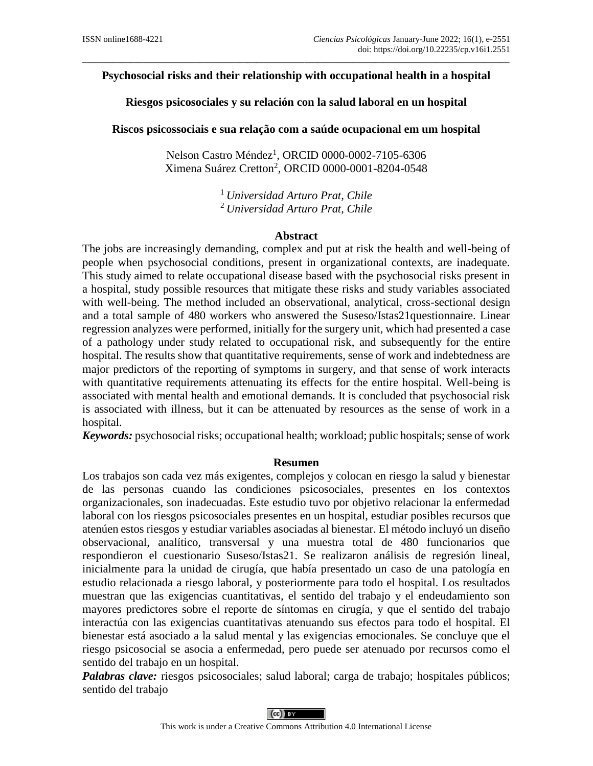# Psychosocial risks and their relationship with occupational health in a hospital

## Riesgos psicosociales y su relación con la salud laboral en un hospital

## Riscos psicossociais e sua relação com a saúde ocupacional em um hospital

Nelson Castro Méndez[1], ORCID 0000-0002-7105-6306
Ximena Suárez Cretton[2], ORCID 0000-0001-8204-0548

[1] *Universidad Arturo Prat, Chile*
[2] *Universidad Arturo Prat, Chile*

### Abstract

The jobs are increasingly demanding, complex and put at risk the health and well-being of people when psychosocial conditions, present in organizational contexts, are inadequate. This study aimed to relate occupational disease based with the psychosocial risks present in a hospital, study possible resources that mitigate these risks and study variables associated with well-being. The method included an observational, analytical, cross-sectional design and a total sample of 480 workers who answered the Suseso/Istas21questionnaire. Linear regression analyzes were performed, initially for the surgery unit, which had presented a case of a pathology under study related to occupational risk, and subsequently for the entire hospital. The results show that quantitative requirements, sense of work and indebtedness are major predictors of the reporting of symptoms in surgery, and that sense of work interacts with quantitative requirements attenuating its effects for the entire hospital. Well-being is associated with mental health and emotional demands. It is concluded that psychosocial risk is associated with illness, but it can be attenuated by resources as the sense of work in a hospital.

***Keywords:*** psychosocial risks; occupational health; workload; public hospitals; sense of work

### Resumen

Los trabajos son cada vez más exigentes, complejos y colocan en riesgo la salud y bienestar de las personas cuando las condiciones psicosociales, presentes en los contextos organizacionales, son inadecuadas. Este estudio tuvo por objetivo relacionar la enfermedad laboral con los riesgos psicosociales presentes en un hospital, estudiar posibles recursos que atenúen estos riesgos y estudiar variables asociadas al bienestar. El método incluyó un diseño observacional, analítico, transversal y una muestra total de 480 funcionarios que respondieron el cuestionario Suseso/Istas21. Se realizaron análisis de regresión lineal, inicialmente para la unidad de cirugía, que había presentado un caso de una patología en estudio relacionada a riesgo laboral, y posteriormente para todo el hospital. Los resultados muestran que las exigencias cuantitativas, el sentido del trabajo y el endeudamiento son mayores predictores sobre el reporte de síntomas en cirugía, y que el sentido del trabajo interactúa con las exigencias cuantitativas atenuando sus efectos para todo el hospital. El bienestar está asociado a la salud mental y las exigencias emocionales. Se concluye que el riesgo psicosocial se asocia a enfermedad, pero puede ser atenuado por recursos como el sentido del trabajo en un hospital.

***Palabras clave:*** riesgos psicosociales; salud laboral; carga de trabajo; hospitales públicos; sentido del trabajo

This work is under a Creative Commons Attribution 4.0 International License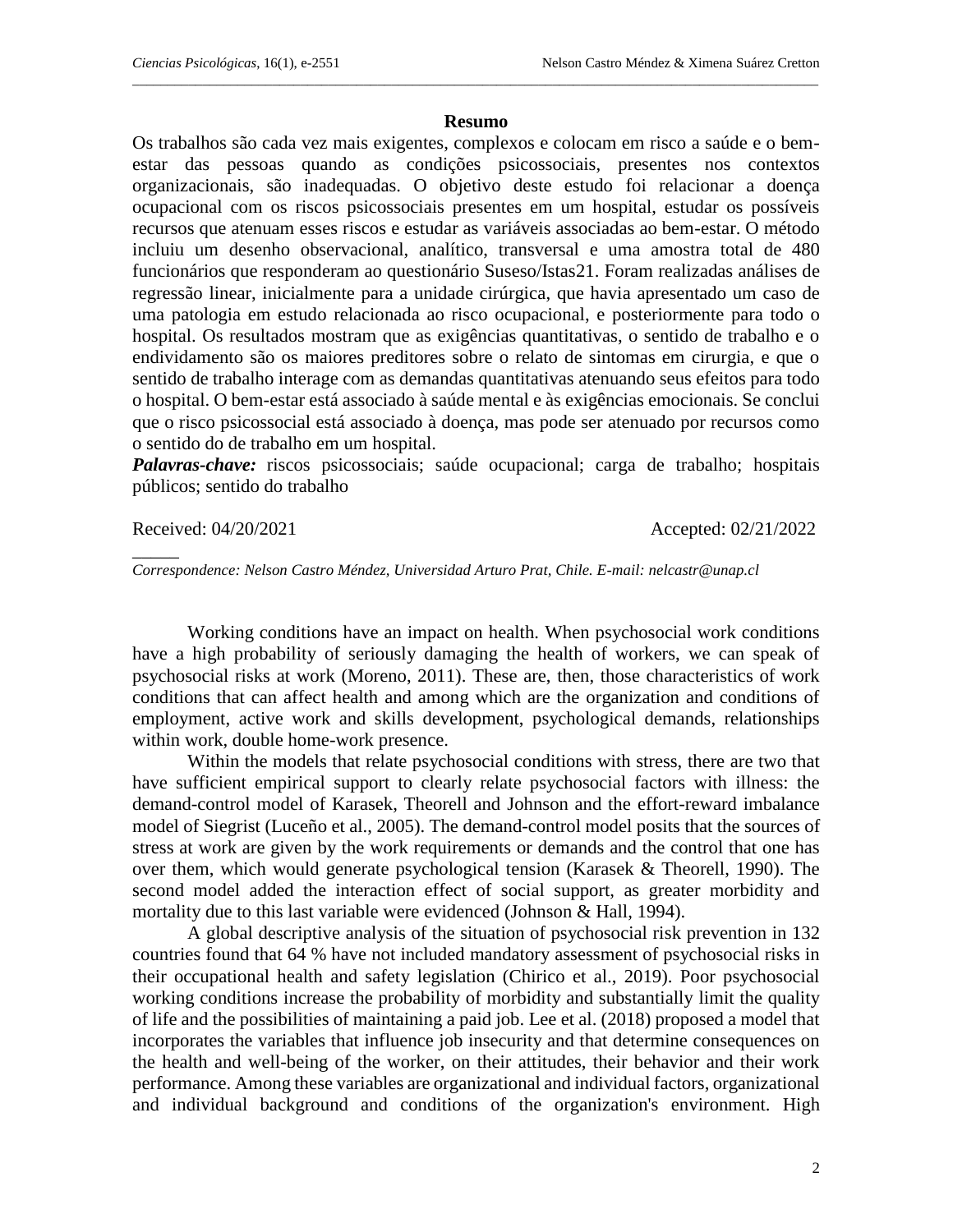### Resumo

Os trabalhos são cada vez mais exigentes, complexos e colocam em risco a saúde e o bem-estar das pessoas quando as condições psicossociais, presentes nos contextos organizacionais, são inadequadas. O objetivo deste estudo foi relacionar a doença ocupacional com os riscos psicossociais presentes em um hospital, estudar os possíveis recursos que atenuam esses riscos e estudar as variáveis associadas ao bem-estar. O método incluiu um desenho observacional, analítico, transversal e uma amostra total de 480 funcionários que responderam ao questionário Suseso/Istas21. Foram realizadas análises de regressão linear, inicialmente para a unidade cirúrgica, que havia apresentado um caso de uma patologia em estudo relacionada ao risco ocupacional, e posteriormente para todo o hospital. Os resultados mostram que as exigências quantitativas, o sentido de trabalho e o endividamento são os maiores preditores sobre o relato de sintomas em cirurgia, e que o sentido de trabalho interage com as demandas quantitativas atenuando seus efeitos para todo o hospital. O bem-estar está associado à saúde mental e às exigências emocionais. Se conclui que o risco psicossocial está associado à doença, mas pode ser atenuado por recursos como o sentido do de trabalho em um hospital.

***Palavras-chave:*** riscos psicossociais; saúde ocupacional; carga de trabalho; hospitais públicos; sentido do trabalho

Received: 04/20/2021 Accepted: 02/21/2022

*Correspondence: Nelson Castro Méndez, Universidad Arturo Prat, Chile. E-mail: nelcastr@unap.cl*

Working conditions have an impact on health. When psychosocial work conditions have a high probability of seriously damaging the health of workers, we can speak of psychosocial risks at work (Moreno, 2011). These are, then, those characteristics of work conditions that can affect health and among which are the organization and conditions of employment, active work and skills development, psychological demands, relationships within work, double home-work presence.

Within the models that relate psychosocial conditions with stress, there are two that have sufficient empirical support to clearly relate psychosocial factors with illness: the demand-control model of Karasek, Theorell and Johnson and the effort-reward imbalance model of Siegrist (Luceño et al., 2005). The demand-control model posits that the sources of stress at work are given by the work requirements or demands and the control that one has over them, which would generate psychological tension (Karasek & Theorell, 1990). The second model added the interaction effect of social support, as greater morbidity and mortality due to this last variable were evidenced (Johnson & Hall, 1994).

A global descriptive analysis of the situation of psychosocial risk prevention in 132 countries found that 64 % have not included mandatory assessment of psychosocial risks in their occupational health and safety legislation (Chirico et al., 2019). Poor psychosocial working conditions increase the probability of morbidity and substantially limit the quality of life and the possibilities of maintaining a paid job. Lee et al. (2018) proposed a model that incorporates the variables that influence job insecurity and that determine consequences on the health and well-being of the worker, on their attitudes, their behavior and their work performance. Among these variables are organizational and individual factors, organizational and individual background and conditions of the organization's environment. High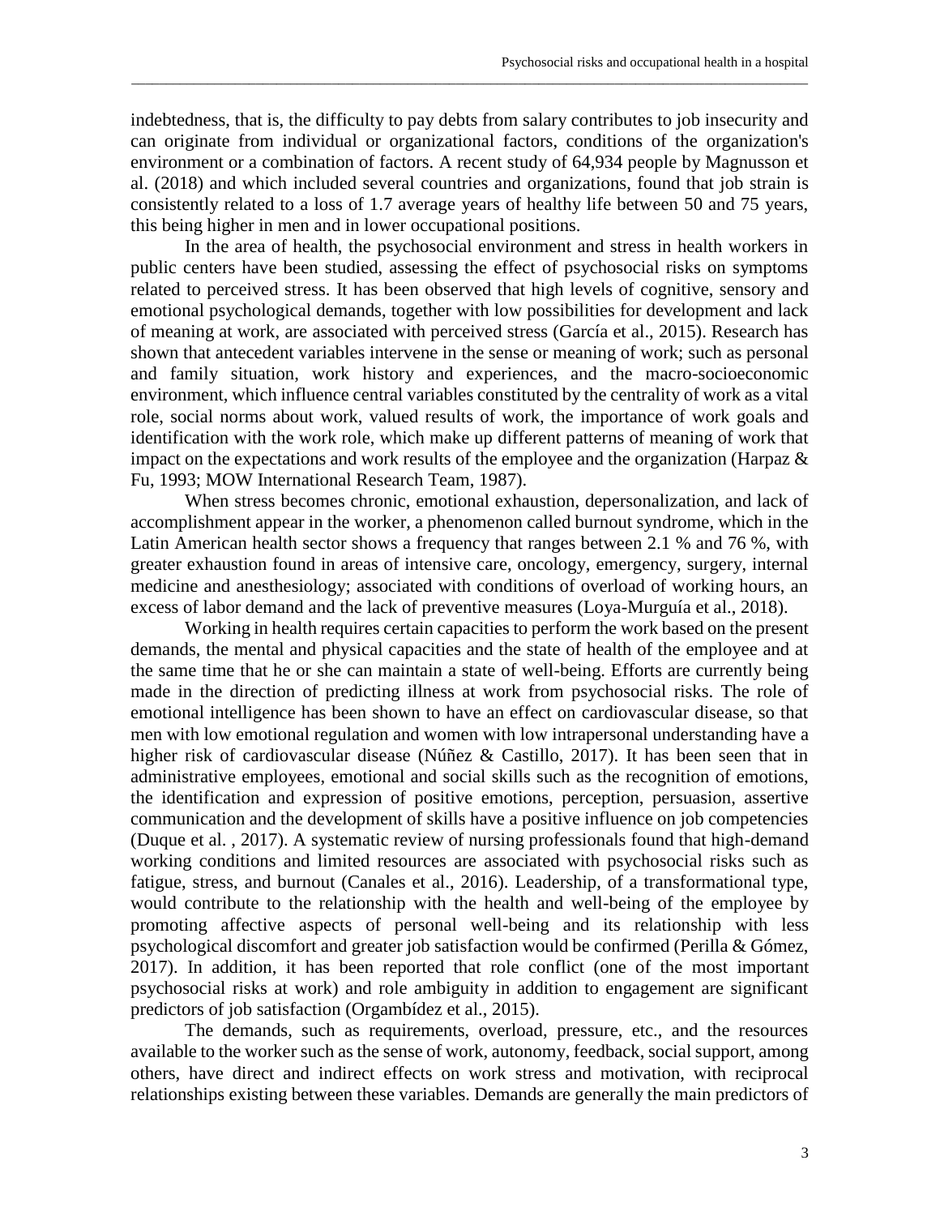indebtedness, that is, the difficulty to pay debts from salary contributes to job insecurity and can originate from individual or organizational factors, conditions of the organization's environment or a combination of factors. A recent study of 64,934 people by Magnusson et al. (2018) and which included several countries and organizations, found that job strain is consistently related to a loss of 1.7 average years of healthy life between 50 and 75 years, this being higher in men and in lower occupational positions.

In the area of health, the psychosocial environment and stress in health workers in public centers have been studied, assessing the effect of psychosocial risks on symptoms related to perceived stress. It has been observed that high levels of cognitive, sensory and emotional psychological demands, together with low possibilities for development and lack of meaning at work, are associated with perceived stress (García et al., 2015). Research has shown that antecedent variables intervene in the sense or meaning of work; such as personal and family situation, work history and experiences, and the macro-socioeconomic environment, which influence central variables constituted by the centrality of work as a vital role, social norms about work, valued results of work, the importance of work goals and identification with the work role, which make up different patterns of meaning of work that impact on the expectations and work results of the employee and the organization (Harpaz & Fu, 1993; MOW International Research Team, 1987).

When stress becomes chronic, emotional exhaustion, depersonalization, and lack of accomplishment appear in the worker, a phenomenon called burnout syndrome, which in the Latin American health sector shows a frequency that ranges between 2.1 % and 76 %, with greater exhaustion found in areas of intensive care, oncology, emergency, surgery, internal medicine and anesthesiology; associated with conditions of overload of working hours, an excess of labor demand and the lack of preventive measures (Loya-Murguía et al., 2018).

Working in health requires certain capacities to perform the work based on the present demands, the mental and physical capacities and the state of health of the employee and at the same time that he or she can maintain a state of well-being. Efforts are currently being made in the direction of predicting illness at work from psychosocial risks. The role of emotional intelligence has been shown to have an effect on cardiovascular disease, so that men with low emotional regulation and women with low intrapersonal understanding have a higher risk of cardiovascular disease (Núñez & Castillo, 2017). It has been seen that in administrative employees, emotional and social skills such as the recognition of emotions, the identification and expression of positive emotions, perception, persuasion, assertive communication and the development of skills have a positive influence on job competencies (Duque et al. , 2017). A systematic review of nursing professionals found that high-demand working conditions and limited resources are associated with psychosocial risks such as fatigue, stress, and burnout (Canales et al., 2016). Leadership, of a transformational type, would contribute to the relationship with the health and well-being of the employee by promoting affective aspects of personal well-being and its relationship with less psychological discomfort and greater job satisfaction would be confirmed (Perilla & Gómez, 2017). In addition, it has been reported that role conflict (one of the most important psychosocial risks at work) and role ambiguity in addition to engagement are significant predictors of job satisfaction (Orgambídez et al., 2015).

The demands, such as requirements, overload, pressure, etc., and the resources available to the worker such as the sense of work, autonomy, feedback, social support, among others, have direct and indirect effects on work stress and motivation, with reciprocal relationships existing between these variables. Demands are generally the main predictors of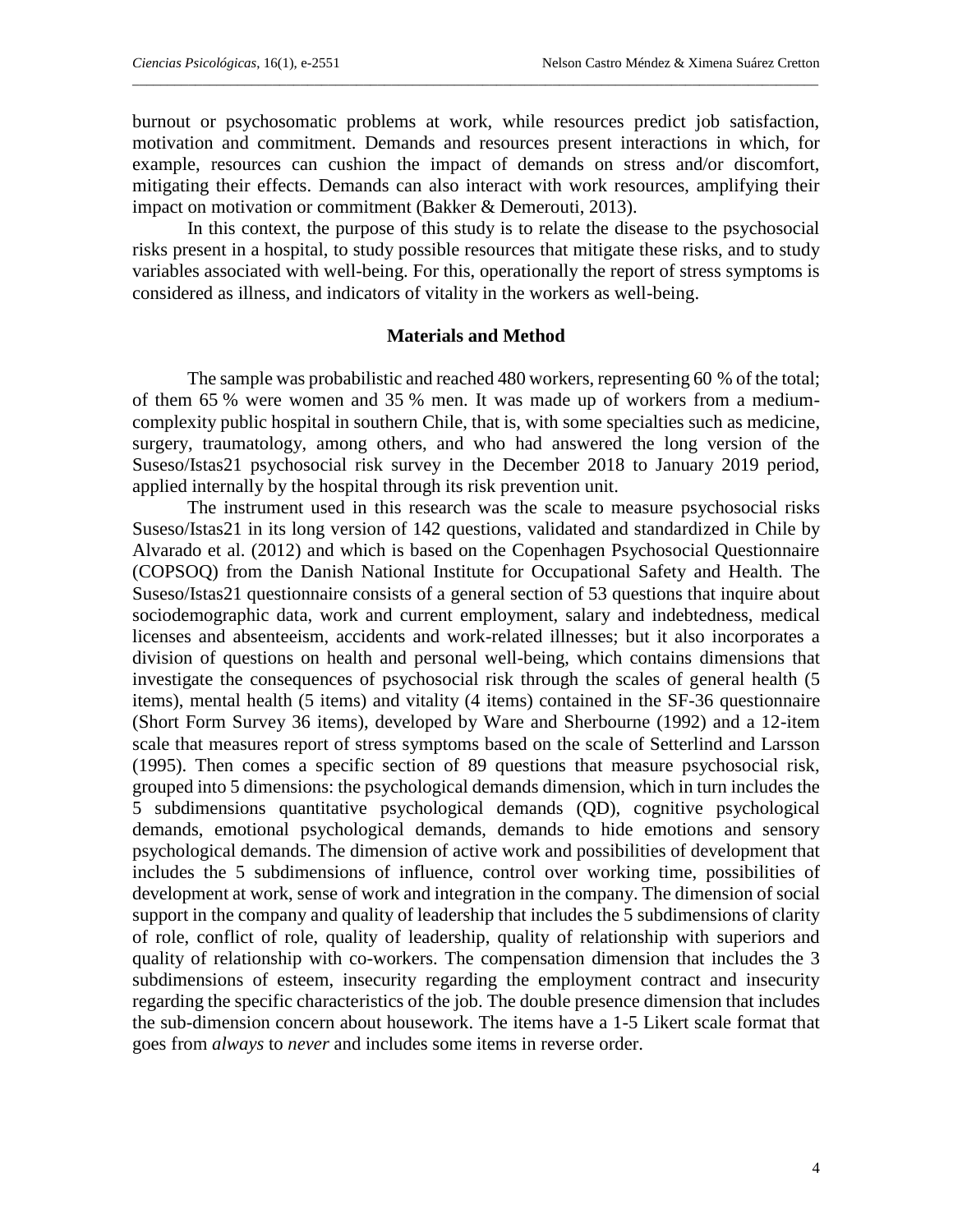burnout or psychosomatic problems at work, while resources predict job satisfaction, motivation and commitment. Demands and resources present interactions in which, for example, resources can cushion the impact of demands on stress and/or discomfort, mitigating their effects. Demands can also interact with work resources, amplifying their impact on motivation or commitment (Bakker & Demerouti, 2013).

In this context, the purpose of this study is to relate the disease to the psychosocial risks present in a hospital, to study possible resources that mitigate these risks, and to study variables associated with well-being. For this, operationally the report of stress symptoms is considered as illness, and indicators of vitality in the workers as well-being.

## Materials and Method

The sample was probabilistic and reached 480 workers, representing 60 % of the total; of them 65 % were women and 35 % men. It was made up of workers from a medium-complexity public hospital in southern Chile, that is, with some specialties such as medicine, surgery, traumatology, among others, and who had answered the long version of the Suseso/Istas21 psychosocial risk survey in the December 2018 to January 2019 period, applied internally by the hospital through its risk prevention unit.

The instrument used in this research was the scale to measure psychosocial risks Suseso/Istas21 in its long version of 142 questions, validated and standardized in Chile by Alvarado et al. (2012) and which is based on the Copenhagen Psychosocial Questionnaire (COPSOQ) from the Danish National Institute for Occupational Safety and Health. The Suseso/Istas21 questionnaire consists of a general section of 53 questions that inquire about sociodemographic data, work and current employment, salary and indebtedness, medical licenses and absenteeism, accidents and work-related illnesses; but it also incorporates a division of questions on health and personal well-being, which contains dimensions that investigate the consequences of psychosocial risk through the scales of general health (5 items), mental health (5 items) and vitality (4 items) contained in the SF-36 questionnaire (Short Form Survey 36 items), developed by Ware and Sherbourne (1992) and a 12-item scale that measures report of stress symptoms based on the scale of Setterlind and Larsson (1995). Then comes a specific section of 89 questions that measure psychosocial risk, grouped into 5 dimensions: the psychological demands dimension, which in turn includes the 5 subdimensions quantitative psychological demands (QD), cognitive psychological demands, emotional psychological demands, demands to hide emotions and sensory psychological demands. The dimension of active work and possibilities of development that includes the 5 subdimensions of influence, control over working time, possibilities of development at work, sense of work and integration in the company. The dimension of social support in the company and quality of leadership that includes the 5 subdimensions of clarity of role, conflict of role, quality of leadership, quality of relationship with superiors and quality of relationship with co-workers. The compensation dimension that includes the 3 subdimensions of esteem, insecurity regarding the employment contract and insecurity regarding the specific characteristics of the job. The double presence dimension that includes the sub-dimension concern about housework. The items have a 1-5 Likert scale format that goes from *always* to *never* and includes some items in reverse order.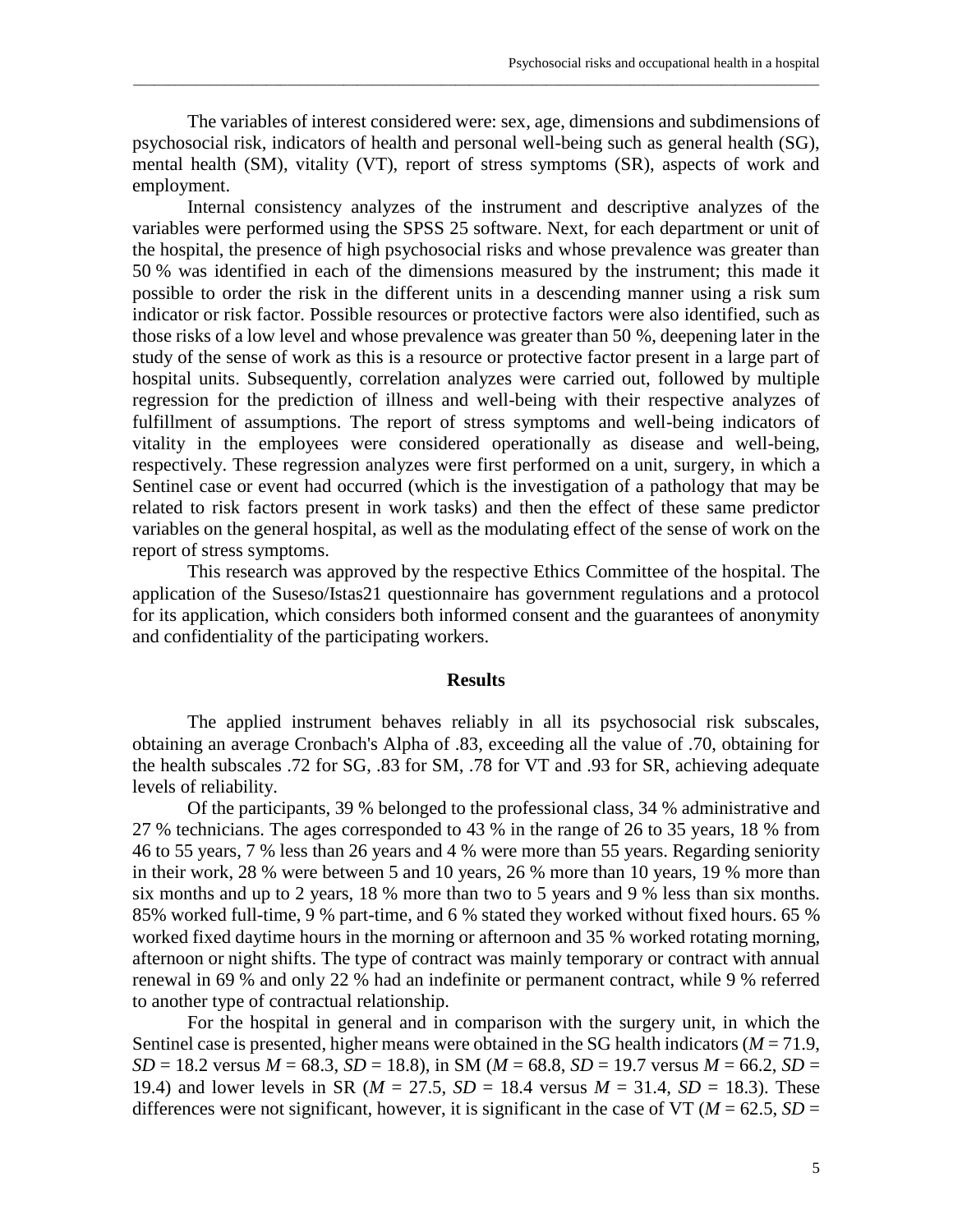The variables of interest considered were: sex, age, dimensions and subdimensions of psychosocial risk, indicators of health and personal well-being such as general health (SG), mental health (SM), vitality (VT), report of stress symptoms (SR), aspects of work and employment.

Internal consistency analyzes of the instrument and descriptive analyzes of the variables were performed using the SPSS 25 software. Next, for each department or unit of the hospital, the presence of high psychosocial risks and whose prevalence was greater than 50 % was identified in each of the dimensions measured by the instrument; this made it possible to order the risk in the different units in a descending manner using a risk sum indicator or risk factor. Possible resources or protective factors were also identified, such as those risks of a low level and whose prevalence was greater than 50 %, deepening later in the study of the sense of work as this is a resource or protective factor present in a large part of hospital units. Subsequently, correlation analyzes were carried out, followed by multiple regression for the prediction of illness and well-being with their respective analyzes of fulfillment of assumptions. The report of stress symptoms and well-being indicators of vitality in the employees were considered operationally as disease and well-being, respectively. These regression analyzes were first performed on a unit, surgery, in which a Sentinel case or event had occurred (which is the investigation of a pathology that may be related to risk factors present in work tasks) and then the effect of these same predictor variables on the general hospital, as well as the modulating effect of the sense of work on the report of stress symptoms.

This research was approved by the respective Ethics Committee of the hospital. The application of the Suseso/Istas21 questionnaire has government regulations and a protocol for its application, which considers both informed consent and the guarantees of anonymity and confidentiality of the participating workers.

## Results

The applied instrument behaves reliably in all its psychosocial risk subscales, obtaining an average Cronbach's Alpha of .83, exceeding all the value of .70, obtaining for the health subscales .72 for SG, .83 for SM, .78 for VT and .93 for SR, achieving adequate levels of reliability.

Of the participants, 39 % belonged to the professional class, 34 % administrative and 27 % technicians. The ages corresponded to 43 % in the range of 26 to 35 years, 18 % from 46 to 55 years, 7 % less than 26 years and 4 % were more than 55 years. Regarding seniority in their work, 28 % were between 5 and 10 years, 26 % more than 10 years, 19 % more than six months and up to 2 years, 18 % more than two to 5 years and 9 % less than six months. 85% worked full-time, 9 % part-time, and 6 % stated they worked without fixed hours. 65 % worked fixed daytime hours in the morning or afternoon and 35 % worked rotating morning, afternoon or night shifts. The type of contract was mainly temporary or contract with annual renewal in 69 % and only 22 % had an indefinite or permanent contract, while 9 % referred to another type of contractual relationship.

For the hospital in general and in comparison with the surgery unit, in which the Sentinel case is presented, higher means were obtained in the SG health indicators ($M = 71.9$, $SD = 18.2$ versus $M = 68.3$, $SD = 18.8$), in SM ($M = 68.8$, $SD = 19.7$ versus $M = 66.2$, $SD = 19.4$) and lower levels in SR ($M = 27.5$, $SD = 18.4$ versus $M = 31.4$, $SD = 18.3$). These differences were not significant, however, it is significant in the case of VT ($M = 62.5$, $SD =$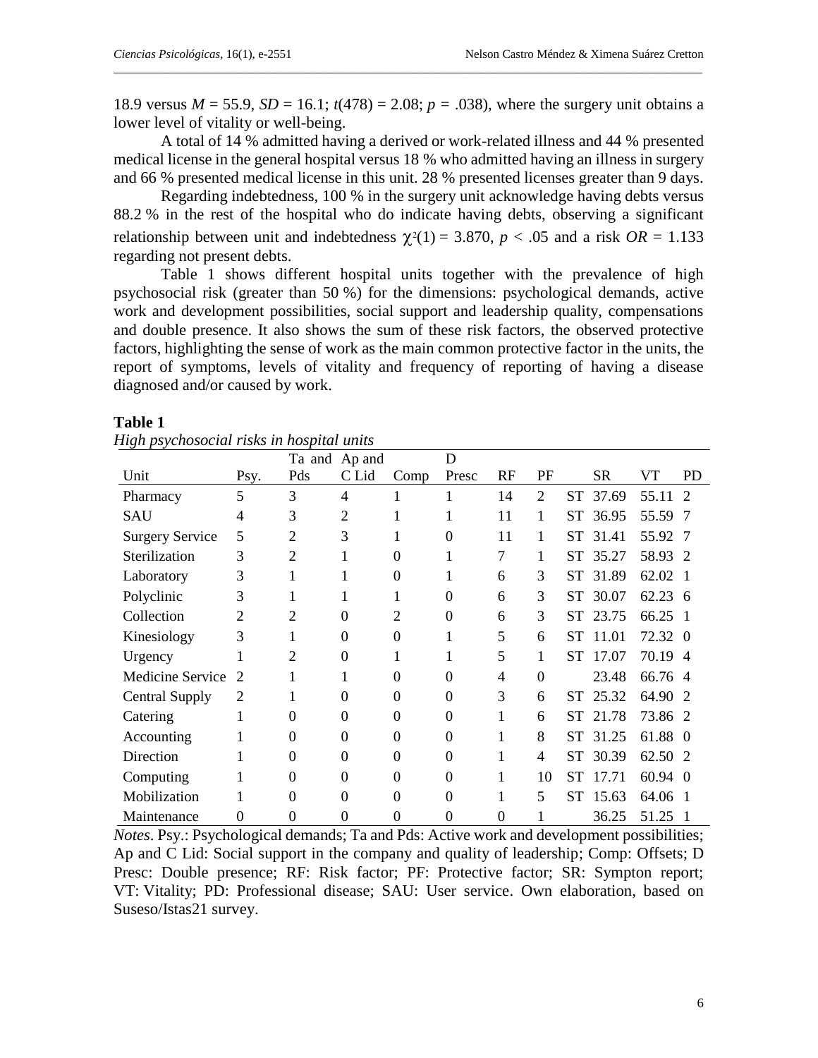18.9 versus $M$ = 55.9, $SD$ = 16.1; $t(478) = 2.08$; $p$ = .038), where the surgery unit obtains a lower level of vitality or well-being.

A total of 14 % admitted having a derived or work-related illness and 44 % presented medical license in the general hospital versus 18 % who admitted having an illness in surgery and 66 % presented medical license in this unit. 28 % presented licenses greater than 9 days.

Regarding indebtedness, 100 % in the surgery unit acknowledge having debts versus 88.2 % in the rest of the hospital who do indicate having debts, observing a significant relationship between unit and indebtedness $\chi^2(1) = 3.870$, $p < .05$ and a risk $OR = 1.133$ regarding not present debts.

Table 1 shows different hospital units together with the prevalence of high psychosocial risk (greater than 50 %) for the dimensions: psychological demands, active work and development possibilities, social support and leadership quality, compensations and double presence. It also shows the sum of these risk factors, the observed protective factors, highlighting the sense of work as the main common protective factor in the units, the report of symptoms, levels of vitality and frequency of reporting of having a disease diagnosed and/or caused by work.

**Table 1**

*High psychosocial risks in hospital units*

| Unit | Psy. | Ta and Pds | Ap and C Lid | Comp | D Presc | RF | PF | | SR | VT | PD |
|---|---|---|---|---|---|---|---|---|---|---|---|
| Pharmacy | 5 | 3 | 4 | 1 | 1 | 14 | 2 | ST | 37.69 | 55.11 | 2 |
| SAU | 4 | 3 | 2 | 1 | 1 | 11 | 1 | ST | 36.95 | 55.59 | 7 |
| Surgery Service | 5 | 2 | 3 | 1 | 0 | 11 | 1 | ST | 31.41 | 55.92 | 7 |
| Sterilization | 3 | 2 | 1 | 0 | 1 | 7 | 1 | ST | 35.27 | 58.93 | 2 |
| Laboratory | 3 | 1 | 1 | 0 | 1 | 6 | 3 | ST | 31.89 | 62.02 | 1 |
| Polyclinic | 3 | 1 | 1 | 1 | 0 | 6 | 3 | ST | 30.07 | 62.23 | 6 |
| Collection | 2 | 2 | 0 | 2 | 0 | 6 | 3 | ST | 23.75 | 66.25 | 1 |
| Kinesiology | 3 | 1 | 0 | 0 | 1 | 5 | 6 | ST | 11.01 | 72.32 | 0 |
| Urgency | 1 | 2 | 0 | 1 | 1 | 5 | 1 | ST | 17.07 | 70.19 | 4 |
| Medicine Service | 2 | 1 | 1 | 0 | 0 | 4 | 0 | | 23.48 | 66.76 | 4 |
| Central Supply | 2 | 1 | 0 | 0 | 0 | 3 | 6 | ST | 25.32 | 64.90 | 2 |
| Catering | 1 | 0 | 0 | 0 | 0 | 1 | 6 | ST | 21.78 | 73.86 | 2 |
| Accounting | 1 | 0 | 0 | 0 | 0 | 1 | 8 | ST | 31.25 | 61.88 | 0 |
| Direction | 1 | 0 | 0 | 0 | 0 | 1 | 4 | ST | 30.39 | 62.50 | 2 |
| Computing | 1 | 0 | 0 | 0 | 0 | 1 | 10 | ST | 17.71 | 60.94 | 0 |
| Mobilization | 1 | 0 | 0 | 0 | 0 | 1 | 5 | ST | 15.63 | 64.06 | 1 |
| Maintenance | 0 | 0 | 0 | 0 | 0 | 0 | 1 | | 36.25 | 51.25 | 1 |

*Notes*. Psy.: Psychological demands; Ta and Pds: Active work and development possibilities; Ap and C Lid: Social support in the company and quality of leadership; Comp: Offsets; D Presc: Double presence; RF: Risk factor; PF: Protective factor; SR: Sympton report; VT: Vitality; PD: Professional disease; SAU: User service. Own elaboration, based on Suseso/Istas21 survey.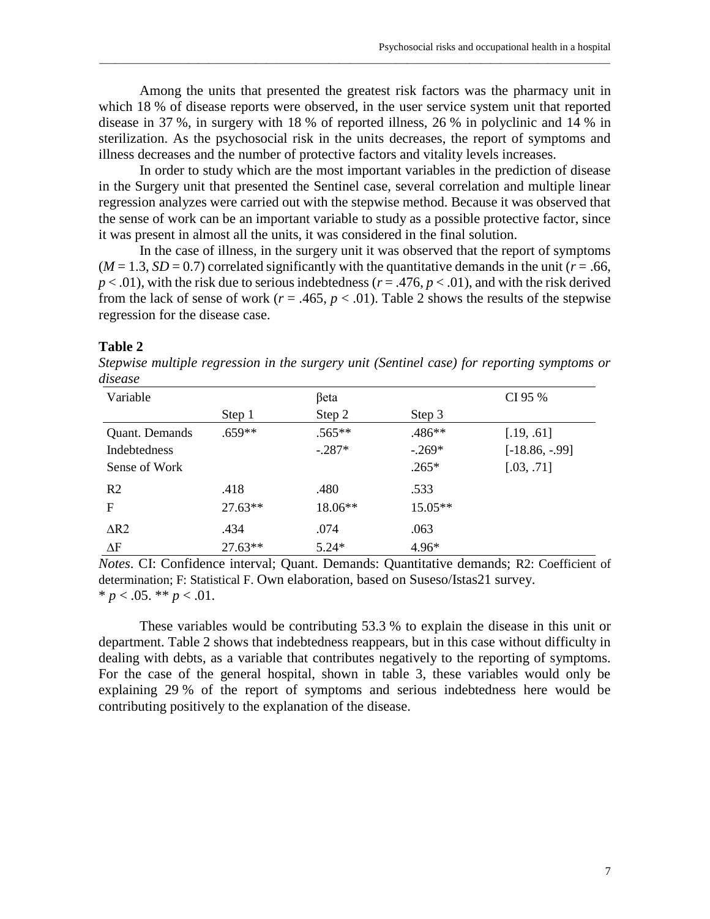Among the units that presented the greatest risk factors was the pharmacy unit in which 18 % of disease reports were observed, in the user service system unit that reported disease in 37 %, in surgery with 18 % of reported illness, 26 % in polyclinic and 14 % in sterilization. As the psychosocial risk in the units decreases, the report of symptoms and illness decreases and the number of protective factors and vitality levels increases.

In order to study which are the most important variables in the prediction of disease in the Surgery unit that presented the Sentinel case, several correlation and multiple linear regression analyzes were carried out with the stepwise method. Because it was observed that the sense of work can be an important variable to study as a possible protective factor, since it was present in almost all the units, it was considered in the final solution.

In the case of illness, in the surgery unit it was observed that the report of symptoms ($M = 1.3$, $SD = 0.7$) correlated significantly with the quantitative demands in the unit ($r = .66$, $p < .01$), with the risk due to serious indebtedness ($r = .476$, $p < .01$), and with the risk derived from the lack of sense of work ($r = .465$, $p < .01$). Table 2 shows the results of the stepwise regression for the disease case.

**Table 2**

*Stepwise multiple regression in the surgery unit (Sentinel case) for reporting symptoms or disease*

| Variable | βeta | | | CI 95 % |
|---|---|---|---|---|
| | Step 1 | Step 2 | Step 3 | |
| Quant. Demands | .659** | .565** | .486** | [.19, .61] |
| Indebtedness | | -.287* | -.269* | [-18.86, -.99] |
| Sense of Work | | | .265* | [.03, .71] |
| R2 | .418 | .480 | .533 | |
| F | 27.63** | 18.06** | 15.05** | |
| ΔR2 | .434 | .074 | .063 | |
| ΔF | 27.63** | 5.24* | 4.96* | |

*Notes*. CI: Confidence interval; Quant. Demands: Quantitative demands; R2: Coefficient of determination; F: Statistical F. Own elaboration, based on Suseso/Istas21 survey.
\* $p < .05$. ** $p < .01$.

These variables would be contributing 53.3 % to explain the disease in this unit or department. Table 2 shows that indebtedness reappears, but in this case without difficulty in dealing with debts, as a variable that contributes negatively to the reporting of symptoms. For the case of the general hospital, shown in table 3, these variables would only be explaining 29 % of the report of symptoms and serious indebtedness here would be contributing positively to the explanation of the disease.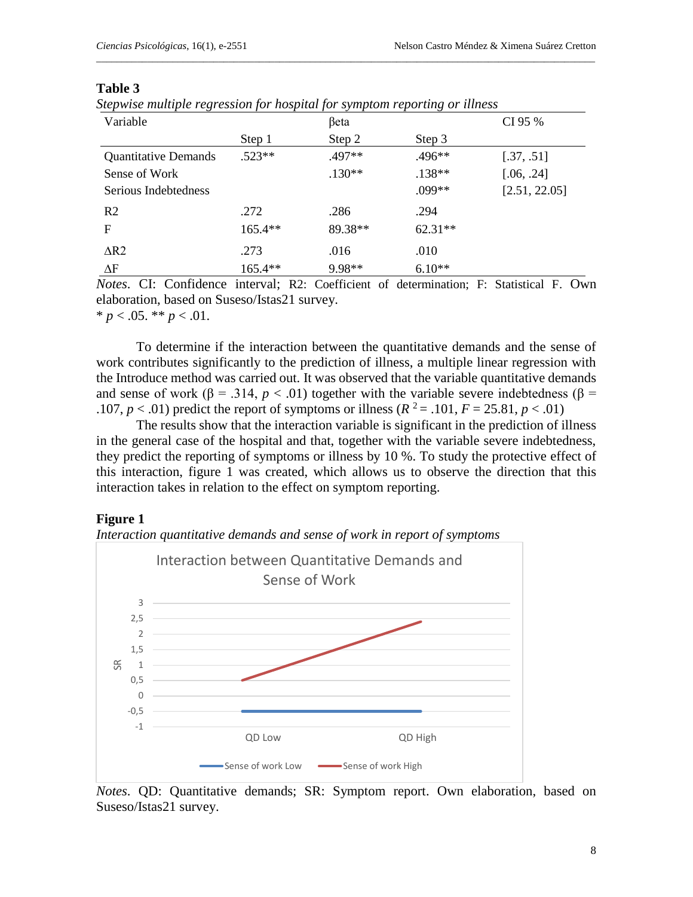**Table 3**

*Stepwise multiple regression for hospital for symptom reporting or illness*

| Variable | Step 1 | βeta<br>Step 2 | Step 3 | CI 95 % |
|---|---|---|---|---|
| Quantitative Demands | .523** | .497** | .496** | [.37, .51] |
| Sense of Work | | .130** | .138** | [.06, .24] |
| Serious Indebtedness | | | .099** | [2.51, 22.05] |
| R2 | .272 | .286 | .294 | |
| F | 165.4** | 89.38** | 62.31** | |
| ΔR2 | .273 | .016 | .010 | |
| ΔF | 165.4** | 9.98** | 6.10** | |

*Notes*. CI: Confidence interval; R2: Coefficient of determination; F: Statistical F. Own elaboration, based on Suseso/Istas21 survey.
* $p < .05$. ** $p < .01$.

To determine if the interaction between the quantitative demands and the sense of work contributes significantly to the prediction of illness, a multiple linear regression with the Introduce method was carried out. It was observed that the variable quantitative demands and sense of work (β = .314, $p < .01$) together with the variable severe indebtedness (β = .107, $p < .01$) predict the report of symptoms or illness ($R^2 = .101$, $F = 25.81$, $p < .01$)

The results show that the interaction variable is significant in the prediction of illness in the general case of the hospital and that, together with the variable severe indebtedness, they predict the reporting of symptoms or illness by 10 %. To study the protective effect of this interaction, figure 1 was created, which allows us to observe the direction that this interaction takes in relation to the effect on symptom reporting.

**Figure 1**

*Interaction quantitative demands and sense of work in report of symptoms*

*Notes*. QD: Quantitative demands; SR: Symptom report. Own elaboration, based on Suseso/Istas21 survey.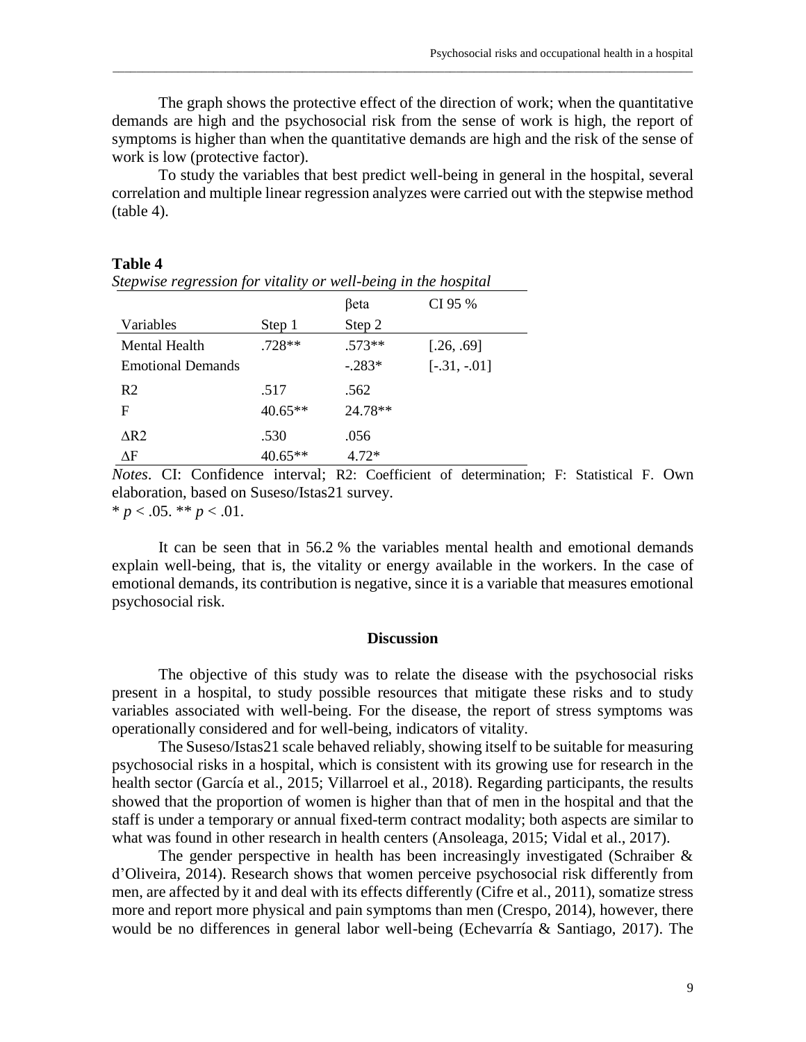The graph shows the protective effect of the direction of work; when the quantitative demands are high and the psychosocial risk from the sense of work is high, the report of symptoms is higher than when the quantitative demands are high and the risk of the sense of work is low (protective factor).

To study the variables that best predict well-being in general in the hospital, several correlation and multiple linear regression analyzes were carried out with the stepwise method (table 4).

**Table 4**

*Stepwise regression for vitality or well-being in the hospital*

| Variables | Step 1 | βeta Step 2 | CI 95 % |
|---|---|---|---|
| Mental Health | .728** | .573** | [.26, .69] |
| Emotional Demands | | -.283* | [-.31, -.01] |
| R2 | .517 | .562 | |
| F | 40.65** | 24.78** | |
| ΔR2 | .530 | .056 | |
| ΔF | 40.65** | 4.72* | |

*Notes*. CI: Confidence interval; R2: Coefficient of determination; F: Statistical F. Own elaboration, based on Suseso/Istas21 survey.

* $p < .05$. ** $p < .01$.

It can be seen that in 56.2 % the variables mental health and emotional demands explain well-being, that is, the vitality or energy available in the workers. In the case of emotional demands, its contribution is negative, since it is a variable that measures emotional psychosocial risk.

## Discussion

The objective of this study was to relate the disease with the psychosocial risks present in a hospital, to study possible resources that mitigate these risks and to study variables associated with well-being. For the disease, the report of stress symptoms was operationally considered and for well-being, indicators of vitality.

The Suseso/Istas21 scale behaved reliably, showing itself to be suitable for measuring psychosocial risks in a hospital, which is consistent with its growing use for research in the health sector (García et al., 2015; Villarroel et al., 2018). Regarding participants, the results showed that the proportion of women is higher than that of men in the hospital and that the staff is under a temporary or annual fixed-term contract modality; both aspects are similar to what was found in other research in health centers (Ansoleaga, 2015; Vidal et al., 2017).

The gender perspective in health has been increasingly investigated (Schraiber & d'Oliveira, 2014). Research shows that women perceive psychosocial risk differently from men, are affected by it and deal with its effects differently (Cifre et al., 2011), somatize stress more and report more physical and pain symptoms than men (Crespo, 2014), however, there would be no differences in general labor well-being (Echevarría & Santiago, 2017). The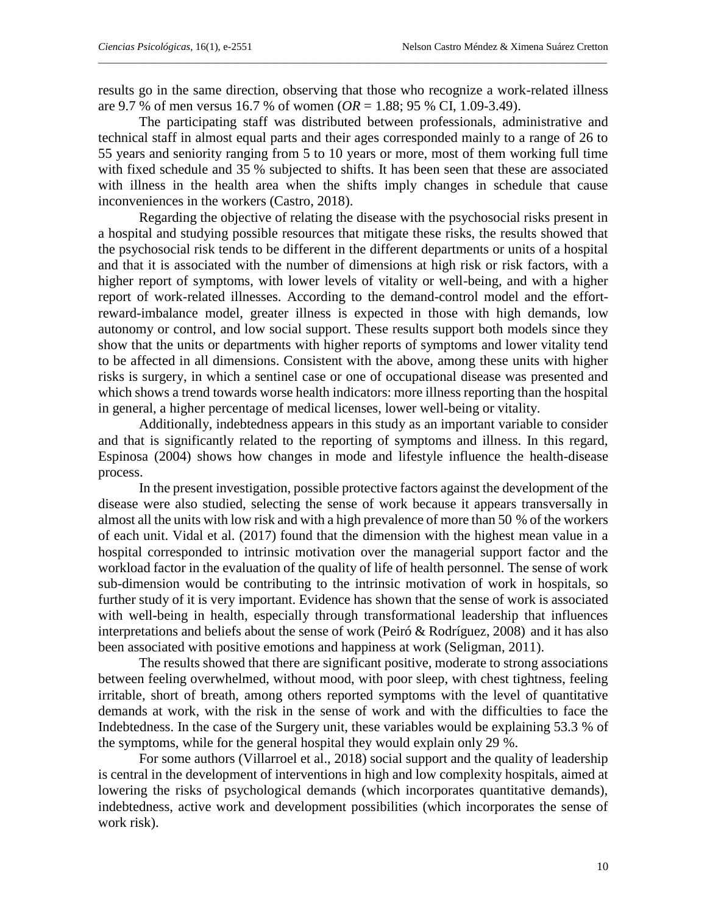results go in the same direction, observing that those who recognize a work-related illness are 9.7 % of men versus 16.7 % of women (*OR* = 1.88; 95 % CI, 1.09-3.49).

The participating staff was distributed between professionals, administrative and technical staff in almost equal parts and their ages corresponded mainly to a range of 26 to 55 years and seniority ranging from 5 to 10 years or more, most of them working full time with fixed schedule and 35 % subjected to shifts. It has been seen that these are associated with illness in the health area when the shifts imply changes in schedule that cause inconveniences in the workers (Castro, 2018).

Regarding the objective of relating the disease with the psychosocial risks present in a hospital and studying possible resources that mitigate these risks, the results showed that the psychosocial risk tends to be different in the different departments or units of a hospital and that it is associated with the number of dimensions at high risk or risk factors, with a higher report of symptoms, with lower levels of vitality or well-being, and with a higher report of work-related illnesses. According to the demand-control model and the effort-reward-imbalance model, greater illness is expected in those with high demands, low autonomy or control, and low social support. These results support both models since they show that the units or departments with higher reports of symptoms and lower vitality tend to be affected in all dimensions. Consistent with the above, among these units with higher risks is surgery, in which a sentinel case or one of occupational disease was presented and which shows a trend towards worse health indicators: more illness reporting than the hospital in general, a higher percentage of medical licenses, lower well-being or vitality.

Additionally, indebtedness appears in this study as an important variable to consider and that is significantly related to the reporting of symptoms and illness. In this regard, Espinosa (2004) shows how changes in mode and lifestyle influence the health-disease process.

In the present investigation, possible protective factors against the development of the disease were also studied, selecting the sense of work because it appears transversally in almost all the units with low risk and with a high prevalence of more than 50 % of the workers of each unit. Vidal et al. (2017) found that the dimension with the highest mean value in a hospital corresponded to intrinsic motivation over the managerial support factor and the workload factor in the evaluation of the quality of life of health personnel. The sense of work sub-dimension would be contributing to the intrinsic motivation of work in hospitals, so further study of it is very important. Evidence has shown that the sense of work is associated with well-being in health, especially through transformational leadership that influences interpretations and beliefs about the sense of work (Peiró & Rodríguez, 2008) and it has also been associated with positive emotions and happiness at work (Seligman, 2011).

The results showed that there are significant positive, moderate to strong associations between feeling overwhelmed, without mood, with poor sleep, with chest tightness, feeling irritable, short of breath, among others reported symptoms with the level of quantitative demands at work, with the risk in the sense of work and with the difficulties to face the Indebtedness. In the case of the Surgery unit, these variables would be explaining 53.3 % of the symptoms, while for the general hospital they would explain only 29 %.

For some authors (Villarroel et al., 2018) social support and the quality of leadership is central in the development of interventions in high and low complexity hospitals, aimed at lowering the risks of psychological demands (which incorporates quantitative demands), indebtedness, active work and development possibilities (which incorporates the sense of work risk).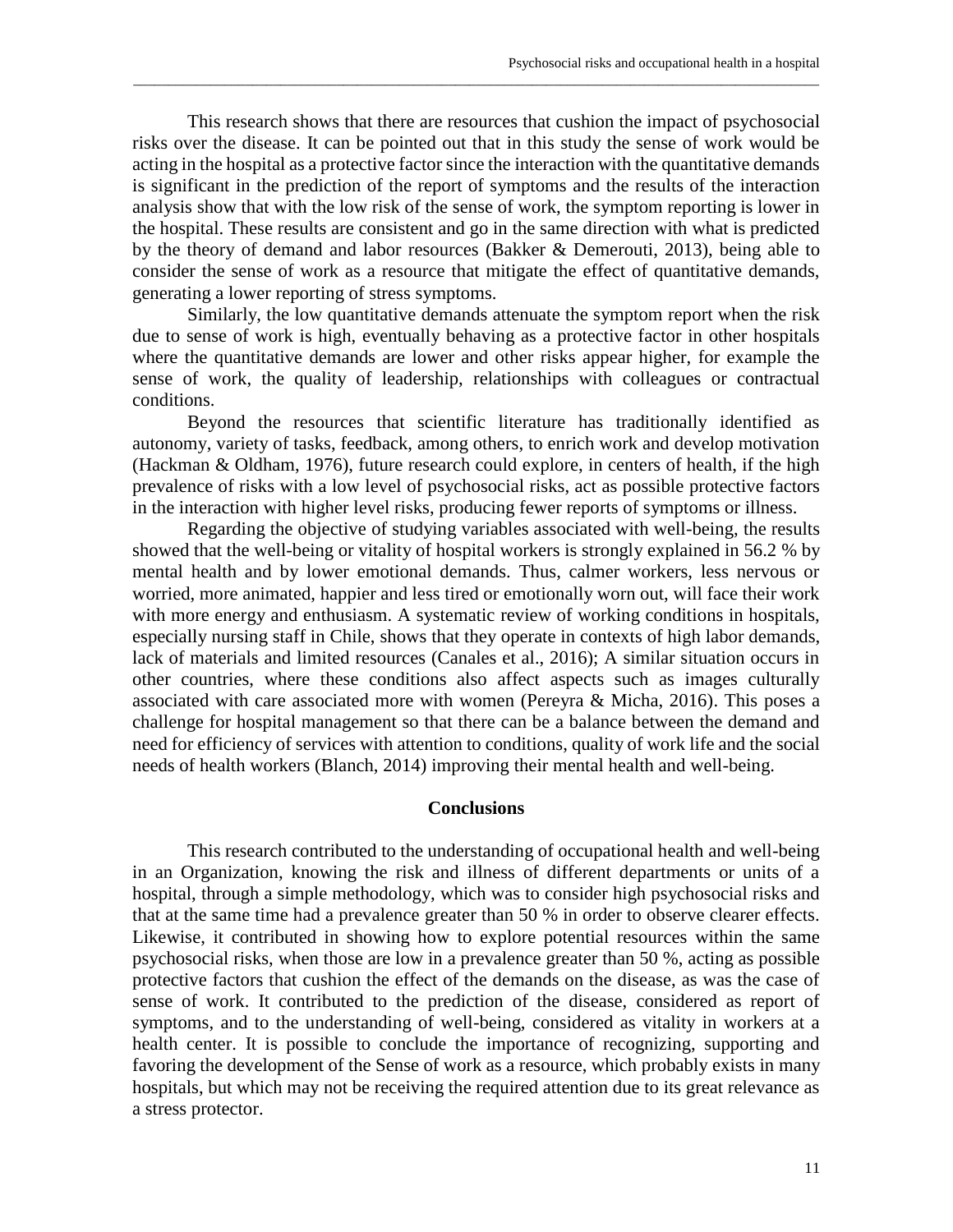This research shows that there are resources that cushion the impact of psychosocial risks over the disease. It can be pointed out that in this study the sense of work would be acting in the hospital as a protective factor since the interaction with the quantitative demands is significant in the prediction of the report of symptoms and the results of the interaction analysis show that with the low risk of the sense of work, the symptom reporting is lower in the hospital. These results are consistent and go in the same direction with what is predicted by the theory of demand and labor resources (Bakker & Demerouti, 2013), being able to consider the sense of work as a resource that mitigate the effect of quantitative demands, generating a lower reporting of stress symptoms.

Similarly, the low quantitative demands attenuate the symptom report when the risk due to sense of work is high, eventually behaving as a protective factor in other hospitals where the quantitative demands are lower and other risks appear higher, for example the sense of work, the quality of leadership, relationships with colleagues or contractual conditions.

Beyond the resources that scientific literature has traditionally identified as autonomy, variety of tasks, feedback, among others, to enrich work and develop motivation (Hackman & Oldham, 1976), future research could explore, in centers of health, if the high prevalence of risks with a low level of psychosocial risks, act as possible protective factors in the interaction with higher level risks, producing fewer reports of symptoms or illness.

Regarding the objective of studying variables associated with well-being, the results showed that the well-being or vitality of hospital workers is strongly explained in 56.2 % by mental health and by lower emotional demands. Thus, calmer workers, less nervous or worried, more animated, happier and less tired or emotionally worn out, will face their work with more energy and enthusiasm. A systematic review of working conditions in hospitals, especially nursing staff in Chile, shows that they operate in contexts of high labor demands, lack of materials and limited resources (Canales et al., 2016); A similar situation occurs in other countries, where these conditions also affect aspects such as images culturally associated with care associated more with women (Pereyra & Micha, 2016). This poses a challenge for hospital management so that there can be a balance between the demand and need for efficiency of services with attention to conditions, quality of work life and the social needs of health workers (Blanch, 2014) improving their mental health and well-being.

## Conclusions

This research contributed to the understanding of occupational health and well-being in an Organization, knowing the risk and illness of different departments or units of a hospital, through a simple methodology, which was to consider high psychosocial risks and that at the same time had a prevalence greater than 50 % in order to observe clearer effects. Likewise, it contributed in showing how to explore potential resources within the same psychosocial risks, when those are low in a prevalence greater than 50 %, acting as possible protective factors that cushion the effect of the demands on the disease, as was the case of sense of work. It contributed to the prediction of the disease, considered as report of symptoms, and to the understanding of well-being, considered as vitality in workers at a health center. It is possible to conclude the importance of recognizing, supporting and favoring the development of the Sense of work as a resource, which probably exists in many hospitals, but which may not be receiving the required attention due to its great relevance as a stress protector.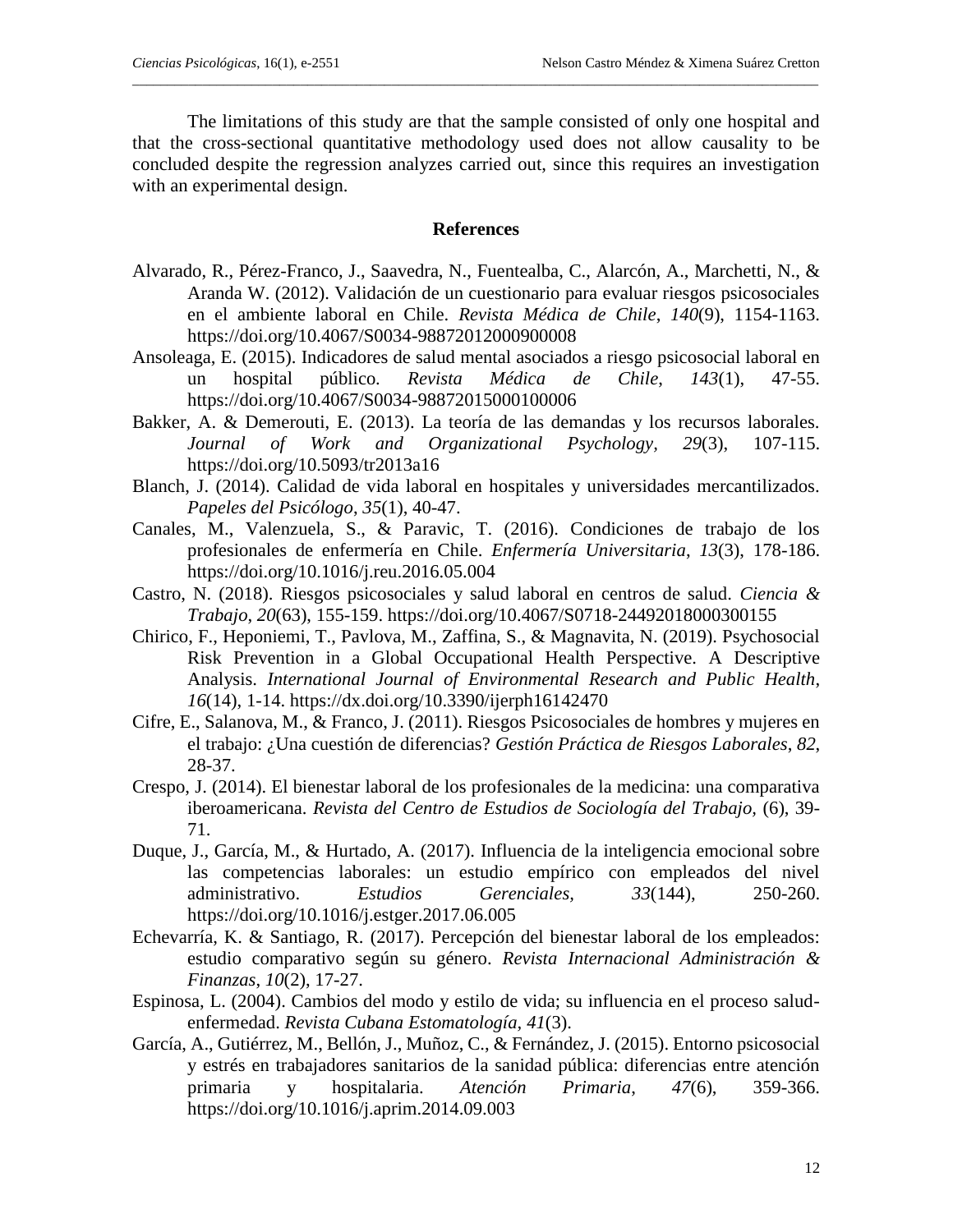The limitations of this study are that the sample consisted of only one hospital and that the cross-sectional quantitative methodology used does not allow causality to be concluded despite the regression analyzes carried out, since this requires an investigation with an experimental design.

## References

Alvarado, R., Pérez-Franco, J., Saavedra, N., Fuentealba, C., Alarcón, A., Marchetti, N., & Aranda W. (2012). Validación de un cuestionario para evaluar riesgos psicosociales en el ambiente laboral en Chile. *Revista Médica de Chile*, *140*(9), 1154-1163. https://doi.org/10.4067/S0034-98872012000900008

Ansoleaga, E. (2015). Indicadores de salud mental asociados a riesgo psicosocial laboral en un hospital público. *Revista Médica de Chile*, *143*(1), 47-55. https://doi.org/10.4067/S0034-98872015000100006

Bakker, A. & Demerouti, E. (2013). La teoría de las demandas y los recursos laborales. *Journal of Work and Organizational Psychology*, *29*(3), 107-115. https://doi.org/10.5093/tr2013a16

Blanch, J. (2014). Calidad de vida laboral en hospitales y universidades mercantilizados. *Papeles del Psicólogo*, *35*(1), 40-47.

Canales, M., Valenzuela, S., & Paravic, T. (2016). Condiciones de trabajo de los profesionales de enfermería en Chile. *Enfermería Universitaria*, *13*(3), 178-186. https://doi.org/10.1016/j.reu.2016.05.004

Castro, N. (2018). Riesgos psicosociales y salud laboral en centros de salud. *Ciencia & Trabajo*, *20*(63), 155-159. https://doi.org/10.4067/S0718-24492018000300155

Chirico, F., Heponiemi, T., Pavlova, M., Zaffina, S., & Magnavita, N. (2019). Psychosocial Risk Prevention in a Global Occupational Health Perspective. A Descriptive Analysis. *International Journal of Environmental Research and Public Health*, *16*(14), 1-14. https://dx.doi.org/10.3390/ijerph16142470

Cifre, E., Salanova, M., & Franco, J. (2011). Riesgos Psicosociales de hombres y mujeres en el trabajo: ¿Una cuestión de diferencias? *Gestión Práctica de Riesgos Laborales*, *82*, 28-37.

Crespo, J. (2014). El bienestar laboral de los profesionales de la medicina: una comparativa iberoamericana. *Revista del Centro de Estudios de Sociología del Trabajo*, (6), 39-71.

Duque, J., García, M., & Hurtado, A. (2017). Influencia de la inteligencia emocional sobre las competencias laborales: un estudio empírico con empleados del nivel administrativo. *Estudios Gerenciales*, *33*(144), 250-260. https://doi.org/10.1016/j.estger.2017.06.005

Echevarría, K. & Santiago, R. (2017). Percepción del bienestar laboral de los empleados: estudio comparativo según su género. *Revista Internacional Administración & Finanzas*, *10*(2), 17-27.

Espinosa, L. (2004). Cambios del modo y estilo de vida; su influencia en el proceso salud-enfermedad. *Revista Cubana Estomatología*, *41*(3).

García, A., Gutiérrez, M., Bellón, J., Muñoz, C., & Fernández, J. (2015). Entorno psicosocial y estrés en trabajadores sanitarios de la sanidad pública: diferencias entre atención primaria y hospitalaria. *Atención Primaria*, *47*(6), 359-366. https://doi.org/10.1016/j.aprim.2014.09.003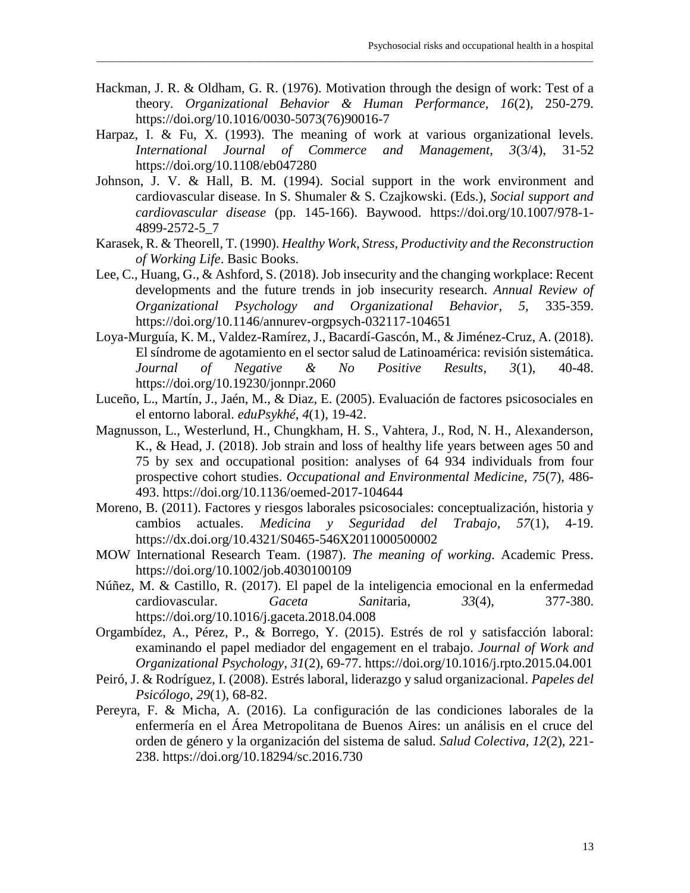Hackman, J. R. & Oldham, G. R. (1976). Motivation through the design of work: Test of a theory. *Organizational Behavior & Human Performance, 16*(2), 250-279. https://doi.org/10.1016/0030-5073(76)90016-7

Harpaz, I. & Fu, X. (1993). The meaning of work at various organizational levels. *International Journal of Commerce and Management, 3*(3/4), 31-52 https://doi.org/10.1108/eb047280

Johnson, J. V. & Hall, B. M. (1994). Social support in the work environment and cardiovascular disease. In S. Shumaler & S. Czajkowski. (Eds.), *Social support and cardiovascular disease* (pp. 145-166). Baywood. https://doi.org/10.1007/978-1-4899-2572-5_7

Karasek, R. & Theorell, T. (1990). *Healthy Work, Stress, Productivity and the Reconstruction of Working Life*. Basic Books.

Lee, C., Huang, G., & Ashford, S. (2018). Job insecurity and the changing workplace: Recent developments and the future trends in job insecurity research. *Annual Review of Organizational Psychology and Organizational Behavior, 5,* 335-359. https://doi.org/10.1146/annurev-orgpsych-032117-104651

Loya-Murguía, K. M., Valdez-Ramírez, J., Bacardí-Gascón, M., & Jiménez-Cruz, A. (2018). El síndrome de agotamiento en el sector salud de Latinoamérica: revisión sistemática. *Journal of Negative & No Positive Results*, *3*(1), 40-48. https://doi.org/10.19230/jonnpr.2060

Luceño, L., Martín, J., Jaén, M., & Diaz, E. (2005). Evaluación de factores psicosociales en el entorno laboral. *eduPsykhé*, *4*(1), 19-42.

Magnusson, L., Westerlund, H., Chungkham, H. S., Vahtera, J., Rod, N. H., Alexanderson, K., & Head, J. (2018). Job strain and loss of healthy life years between ages 50 and 75 by sex and occupational position: analyses of 64 934 individuals from four prospective cohort studies. *Occupational and Environmental Medicine, 75*(7), 486-493. https://doi.org/10.1136/oemed-2017-104644

Moreno, B. (2011). Factores y riesgos laborales psicosociales: conceptualización, historia y cambios actuales. *Medicina y Seguridad del Trabajo, 57*(1), 4-19. https://dx.doi.org/10.4321/S0465-546X2011000500002

MOW International Research Team. (1987). *The meaning of working.* Academic Press. https://doi.org/10.1002/job.4030100109

Núñez, M. & Castillo, R. (2017). El papel de la inteligencia emocional en la enfermedad cardiovascular. *Gaceta Sanit*aria, *33*(4), 377-380. https://doi.org/10.1016/j.gaceta.2018.04.008

Orgambídez, A., Pérez, P., & Borrego, Y. (2015). Estrés de rol y satisfacción laboral: examinando el papel mediador del engagement en el trabajo. *Journal of Work and Organizational Psychology, 31*(2), 69-77. https://doi.org/10.1016/j.rpto.2015.04.001

Peiró, J. & Rodríguez, I. (2008). Estrés laboral, liderazgo y salud organizacional. *Papeles del Psicólogo, 29*(1), 68-82.

Pereyra, F. & Micha, A. (2016). La configuración de las condiciones laborales de la enfermería en el Área Metropolitana de Buenos Aires: un análisis en el cruce del orden de género y la organización del sistema de salud. *Salud Colectiva, 12*(2), 221-238. https://doi.org/10.18294/sc.2016.730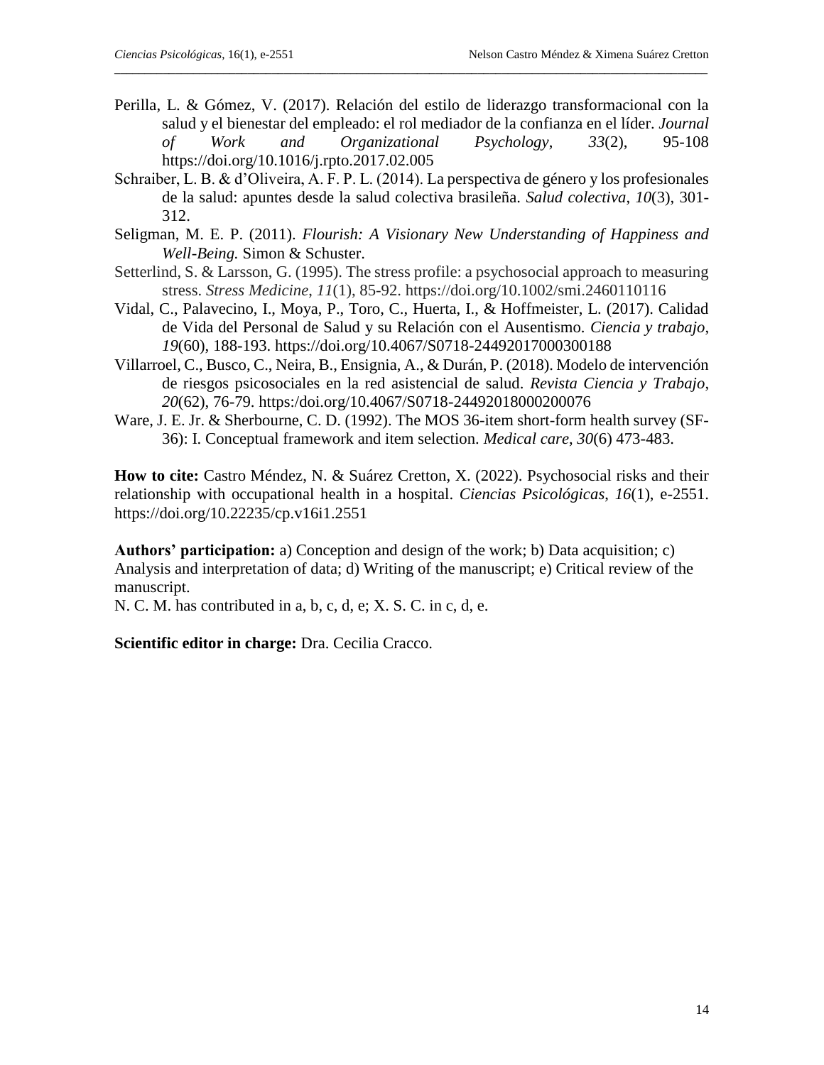Perilla, L. & Gómez, V. (2017). Relación del estilo de liderazgo transformacional con la salud y el bienestar del empleado: el rol mediador de la confianza en el líder. *Journal of Work and Organizational Psychology*, *33*(2), 95-108 https://doi.org/10.1016/j.rpto.2017.02.005

Schraiber, L. B. & d'Oliveira, A. F. P. L. (2014). La perspectiva de género y los profesionales de la salud: apuntes desde la salud colectiva brasileña. *Salud colectiva*, *10*(3), 301-312.

Seligman, M. E. P. (2011). *Flourish: A Visionary New Understanding of Happiness and Well-Being.* Simon & Schuster.

Setterlind, S. & Larsson, G. (1995). The stress profile: a psychosocial approach to measuring stress. *Stress Medicine*, *11*(1), 85-92. https://doi.org/10.1002/smi.2460110116

Vidal, C., Palavecino, I., Moya, P., Toro, C., Huerta, I., & Hoffmeister, L. (2017). Calidad de Vida del Personal de Salud y su Relación con el Ausentismo. *Ciencia y trabajo*, *19*(60), 188-193. https://doi.org/10.4067/S0718-24492017000300188

Villarroel, C., Busco, C., Neira, B., Ensignia, A., & Durán, P. (2018). Modelo de intervención de riesgos psicosociales en la red asistencial de salud. *Revista Ciencia y Trabajo*, *20*(62), 76-79. https:/doi.org/10.4067/S0718-24492018000200076

Ware, J. E. Jr. & Sherbourne, C. D. (1992). The MOS 36-item short-form health survey (SF-36): I. Conceptual framework and item selection. *Medical care*, *30*(6) 473-483.

**How to cite:** Castro Méndez, N. & Suárez Cretton, X. (2022). Psychosocial risks and their relationship with occupational health in a hospital. *Ciencias Psicológicas*, *16*(1), e-2551. https://doi.org/10.22235/cp.v16i1.2551

**Authors' participation:** a) Conception and design of the work; b) Data acquisition; c) Analysis and interpretation of data; d) Writing of the manuscript; e) Critical review of the manuscript.
N. C. M. has contributed in a, b, c, d, e; X. S. C. in c, d, e.

**Scientific editor in charge:** Dra. Cecilia Cracco.